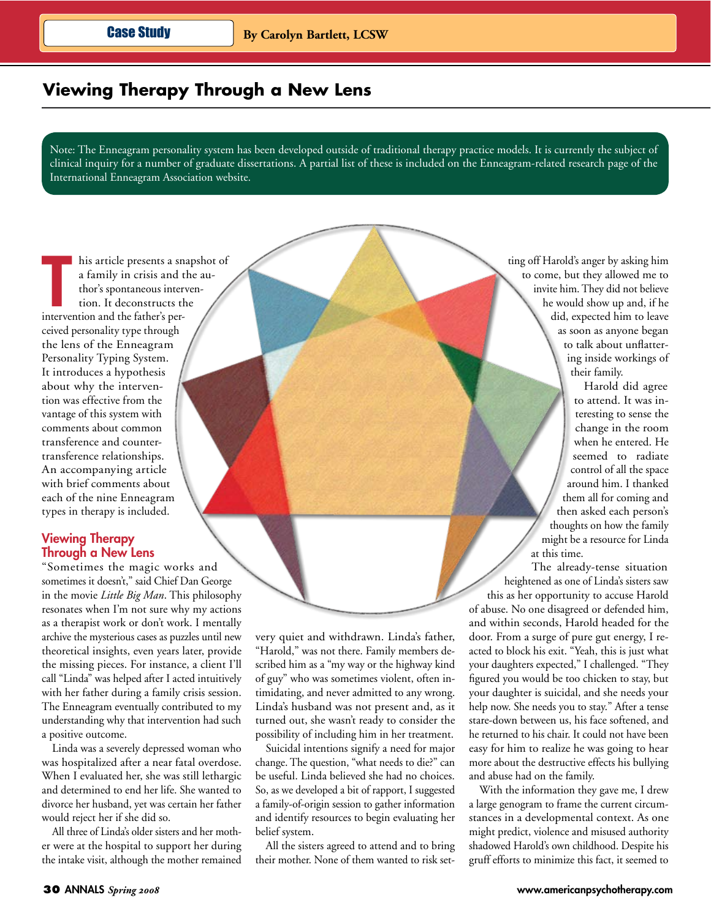Case Study

By Carolyn Bartlett, LCSW

# Viewing Therapy Through a New Lens

Note: The Enneagram personality system has been developed outside of traditional therapy practice models. It is currently the subject of clinical inquiry for a number of graduate dissertations. A partial list of these is included on the Enneagram-related research page of the International Enneagram Association website.

This article presents a snapshot of a family in crisis and the author's spontaneous intervention. It deconstructs the intervention and the father's perceived personality type through the lens of the Enneagram Personality Typing System. It introduces a hypothesis about why the intervention was effective from the vantage of this system with comments about common transference and countertransference relationships. An accompanying article with brief comments about each of the nine Enneagram types in therapy is included.

## Viewing Therapy Through a New Lens

"Sometimes the magic works and sometimes it doesn't," said Chief Dan George in the movie *Little Big Man*. This philosophy resonates when I'm not sure why my actions as a therapist work or don't work. I mentally archive the mysterious cases as puzzles until new theoretical insights, even years later, provide the missing pieces. For instance, a client I'll call "Linda" was helped after I acted intuitively with her father during a family crisis session. The Enneagram eventually contributed to my understanding why that intervention had such a positive outcome.

Linda was a severely depressed woman who was hospitalized after a near fatal overdose. When I evaluated her, she was still lethargic and determined to end her life. She wanted to divorce her husband, yet was certain her father would reject her if she did so.

All three of Linda's older sisters and her mother were at the hospital to support her during the intake visit, although the mother remained very quiet and withdrawn. Linda's father, "Harold," was not there. Family members described him as a "my way or the highway kind of guy" who was sometimes violent, often intimidating, and never admitted to any wrong. Linda's husband was not present and, as it turned out, she wasn't ready to consider the possibility of including him in her treatment.

Suicidal intentions signify a need for major change. The question, "what needs to die?" can be useful. Linda believed she had no choices. So, as we developed a bit of rapport, I suggested a family-of-origin session to gather information and identify resources to begin evaluating her belief system.

All the sisters agreed to attend and to bring their mother. None of them wanted to risk setting off Harold's anger by asking him to come, but they allowed me to invite him. They did not believe he would show up and, if he did, expected him to leave as soon as anyone began to talk about unflattering inside workings of their family.

Harold did agree to attend. It was interesting to sense the change in the room when he entered. He seemed to radiate control of all the space around him. I thanked them all for coming and then asked each person's thoughts on how the family might be a resource for Linda at this time.

The already-tense situation heightened as one of Linda's sisters saw this as her opportunity to accuse Harold of abuse. No one disagreed or defended him, and within seconds, Harold headed for the door. From a surge of pure gut energy, I reacted to block his exit. "Yeah, this is just what your daughters expected," I challenged. "They figured you would be too chicken to stay, but your daughter is suicidal, and she needs your help now. She needs you to stay." After a tense stare-down between us, his face softened, and he returned to his chair. It could not have been easy for him to realize he was going to hear more about the destructive effects his bullying and abuse had on the family.

With the information they gave me, I drew a large genogram to frame the current circumstances in a developmental context. As one might predict, violence and misused authority shadowed Harold's own childhood. Despite his gruff efforts to minimize this fact, it seemed to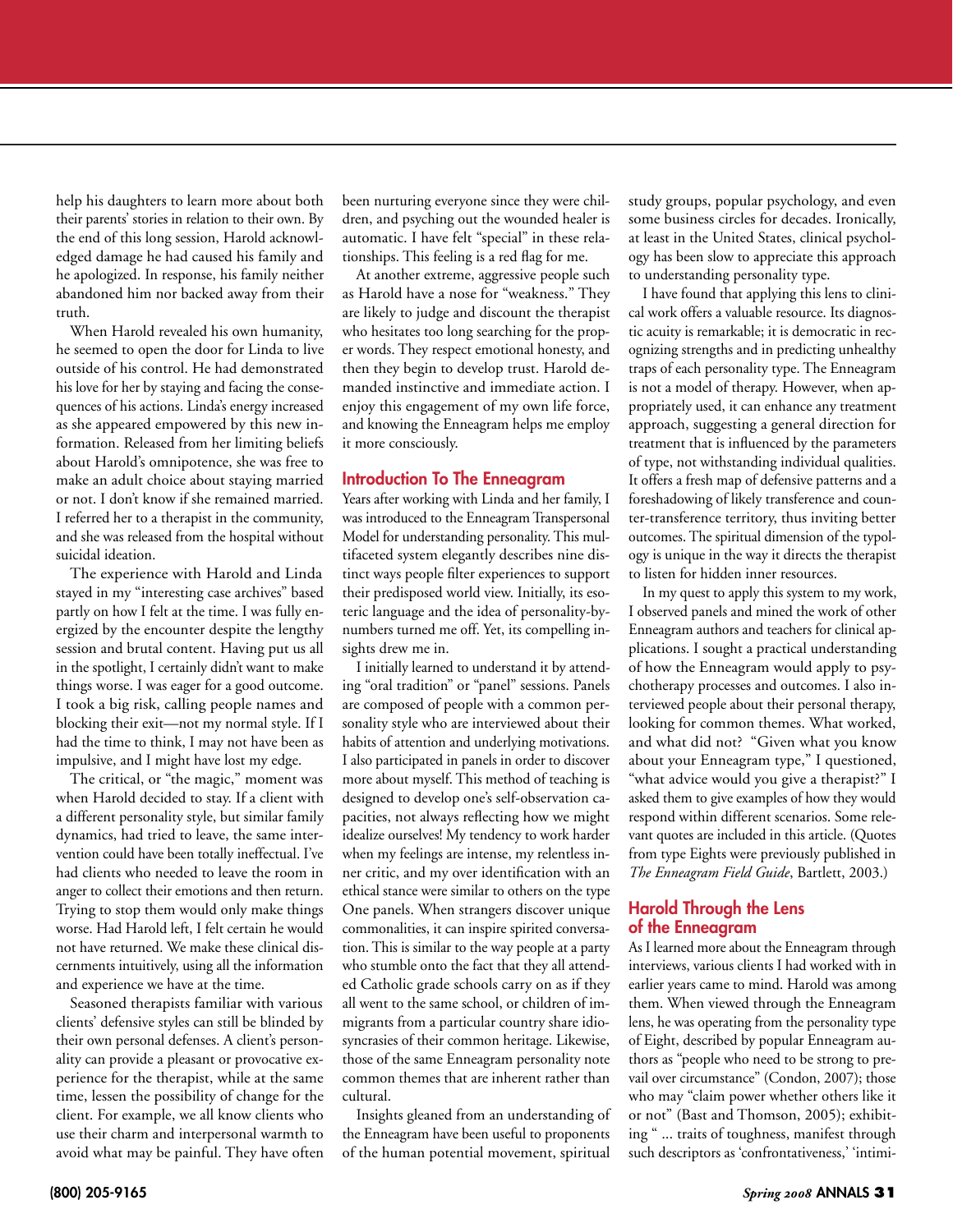help his daughters to learn more about both their parents' stories in relation to their own. By the end of this long session, Harold acknowledged damage he had caused his family and he apologized. In response, his family neither abandoned him nor backed away from their truth.

When Harold revealed his own humanity, he seemed to open the door for Linda to live outside of his control. He had demonstrated his love for her by staying and facing the consequences of his actions. Linda's energy increased as she appeared empowered by this new information. Released from her limiting beliefs about Harold's omnipotence, she was free to make an adult choice about staying married or not. I don't know if she remained married. I referred her to a therapist in the community, and she was released from the hospital without suicidal ideation.

The experience with Harold and Linda stayed in my "interesting case archives" based partly on how I felt at the time. I was fully energized by the encounter despite the lengthy session and brutal content. Having put us all in the spotlight, I certainly didn't want to make things worse. I was eager for a good outcome. I took a big risk, calling people names and blocking their exit—not my normal style. If I had the time to think, I may not have been as impulsive, and I might have lost my edge.

The critical, or "the magic," moment was when Harold decided to stay. If a client with a different personality style, but similar family dynamics, had tried to leave, the same intervention could have been totally ineffectual. I've had clients who needed to leave the room in anger to collect their emotions and then return. Trying to stop them would only make things worse. Had Harold left, I felt certain he would not have returned. We make these clinical discernments intuitively, using all the information and experience we have at the time.

Seasoned therapists familiar with various clients' defensive styles can still be blinded by their own personal defenses. A client's personality can provide a pleasant or provocative experience for the therapist, while at the same time, lessen the possibility of change for the client. For example, we all know clients who use their charm and interpersonal warmth to avoid what may be painful. They have often been nurturing everyone since they were children, and psyching out the wounded healer is automatic. I have felt "special" in these relationships. This feeling is a red flag for me.

At another extreme, aggressive people such as Harold have a nose for "weakness." They are likely to judge and discount the therapist who hesitates too long searching for the proper words. They respect emotional honesty, and then they begin to develop trust. Harold demanded instinctive and immediate action. I enjoy this engagement of my own life force, and knowing the Enneagram helps me employ it more consciously.

## Introduction To The Enneagram

Years after working with Linda and her family, I was introduced to the Enneagram Transpersonal Model for understanding personality. This multifaceted system elegantly describes nine distinct ways people filter experiences to support their predisposed world view. Initially, its esoteric language and the idea of personality-by-numbers turned me off. Yet, its compelling insights drew me in.

I initially learned to understand it by attending "oral tradition" or "panel" sessions. Panels are composed of people with a common personality style who are interviewed about their habits of attention and underlying motivations. I also participated in panels in order to discover more about myself. This method of teaching is designed to develop one's self-observation capacities, not always reflecting how we might idealize ourselves! My tendency to work harder when my feelings are intense, my relentless inner critic, and my over identification with an ethical stance were similar to others on the type One panels. When strangers discover unique commonalities, it can inspire spirited conversation. This is similar to the way people at a party who stumble onto the fact that they all attended Catholic grade schools carry on as if they all went to the same school, or children of immigrants from a particular country share idiosyncrasies of their common heritage. Likewise, those of the same Enneagram personality note common themes that are inherent rather than cultural.

Insights gleaned from an understanding of the Enneagram have been useful to proponents of the human potential movement, spiritual study groups, popular psychology, and even some business circles for decades. Ironically, at least in the United States, clinical psychology has been slow to appreciate this approach to understanding personality type.

I have found that applying this lens to clinical work offers a valuable resource. Its diagnostic acuity is remarkable; it is democratic in recognizing strengths and in predicting unhealthy traps of each personality type. The Enneagram is not a model of therapy. However, when appropriately used, it can enhance any treatment approach, suggesting a general direction for treatment that is influenced by the parameters of type, not withstanding individual qualities. It offers a fresh map of defensive patterns and a foreshadowing of likely transference and counter-transference territory, thus inviting better outcomes. The spiritual dimension of the typology is unique in the way it directs the therapist to listen for hidden inner resources.

In my quest to apply this system to my work, I observed panels and mined the work of other Enneagram authors and teachers for clinical applications. I sought a practical understanding of how the Enneagram would apply to psychotherapy processes and outcomes. I also interviewed people about their personal therapy, looking for common themes. What worked, and what did not? "Given what you know about your Enneagram type," I questioned, "what advice would you give a therapist?" I asked them to give examples of how they would respond within different scenarios. Some relevant quotes are included in this article. (Quotes from type Eights were previously published in *The Enneagram Field Guide*, Bartlett, 2003.)

## Harold Through the Lens of the Enneagram

As I learned more about the Enneagram through interviews, various clients I had worked with in earlier years came to mind. Harold was among them. When viewed through the Enneagram lens, he was operating from the personality type of Eight, described by popular Enneagram authors as "people who need to be strong to prevail over circumstance" (Condon, 2007); those who may "claim power whether others like it or not" (Bast and Thomson, 2005); exhibiting " ... traits of toughness, manifest through such descriptors as 'confrontativeness,' 'intimi-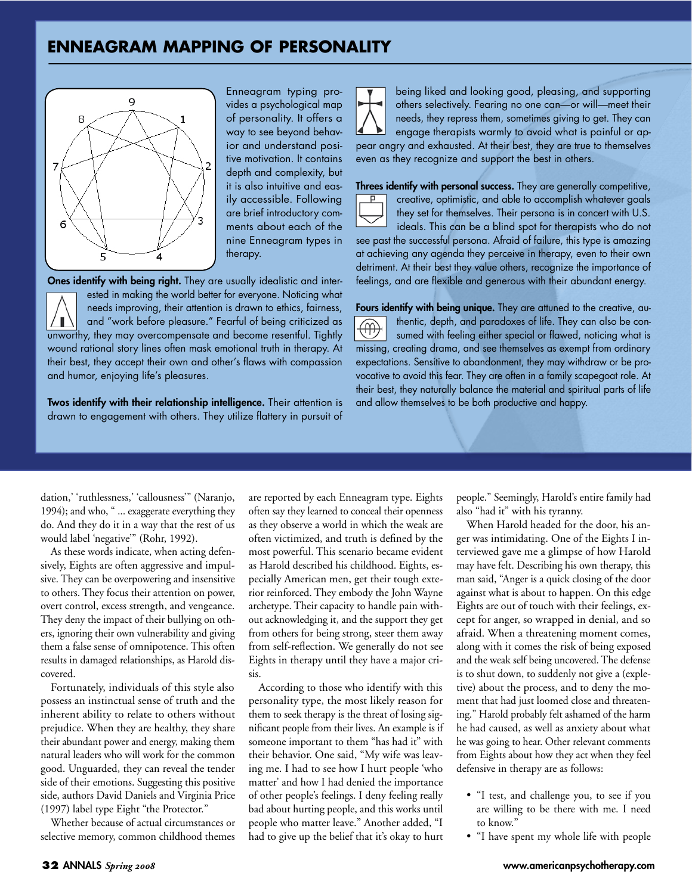## ENNEAGRAM MAPPING OF PERSONALITY

Enneagram typing provides a psychological map of personality. It offers a way to see beyond behavior and understand positive motivation. It contains depth and complexity, but it is also intuitive and easily accessible. Following are brief introductory comments about each of the nine Enneagram types in therapy.

**Ones identify with being right.** They are usually idealistic and interested in making the world better for everyone. Noticing what needs improving, their attention is drawn to ethics, fairness, and "work before pleasure." Fearful of being criticized as unworthy, they may overcompensate and become resentful. Tightly wound rational story lines often mask emotional truth in therapy. At their best, they accept their own and other's flaws with compassion and humor, enjoying life's pleasures.

**Twos identify with their relationship intelligence.** Their attention is drawn to engagement with others. They utilize flattery in pursuit of being liked and looking good, pleasing, and supporting others selectively. Fearing no one can—or will—meet their needs, they repress them, sometimes giving to get. They can engage therapists warmly to avoid what is painful or appear angry and exhausted. At their best, they are true to themselves even as they recognize and support the best in others.

**Threes identify with personal success.** They are generally competitive, creative, optimistic, and able to accomplish whatever goals they set for themselves. Their persona is in concert with U.S. ideals. This can be a blind spot for therapists who do not see past the successful persona. Afraid of failure, this type is amazing at achieving any agenda they perceive in therapy, even to their own detriment. At their best they value others, recognize the importance of feelings, and are flexible and generous with their abundant energy.

**Fours identify with being unique.** They are attuned to the creative, authentic, depth, and paradoxes of life. They can also be consumed with feeling either special or flawed, noticing what is missing, creating drama, and see themselves as exempt from ordinary expectations. Sensitive to abandonment, they may withdraw or be provocative to avoid this fear. They are often in a family scapegoat role. At their best, they naturally balance the material and spiritual parts of life and allow themselves to be both productive and happy.

---

dation,' 'ruthlessness,' 'callousness'" (Naranjo, 1994); and who, " ... exaggerate everything they do. And they do it in a way that the rest of us would label 'negative'" (Rohr, 1992).

As these words indicate, when acting defensively, Eights are often aggressive and impulsive. They can be overpowering and insensitive to others. They focus their attention on power, overt control, excess strength, and vengeance. They deny the impact of their bullying on others, ignoring their own vulnerability and giving them a false sense of omnipotence. This often results in damaged relationships, as Harold discovered.

Fortunately, individuals of this style also possess an instinctual sense of truth and the inherent ability to relate to others without prejudice. When they are healthy, they share their abundant power and energy, making them natural leaders who will work for the common good. Unguarded, they can reveal the tender side of their emotions. Suggesting this positive side, authors David Daniels and Virginia Price (1997) label type Eight "the Protector."

Whether because of actual circumstances or selective memory, common childhood themes are reported by each Enneagram type. Eights often say they learned to conceal their openness as they observe a world in which the weak are often victimized, and truth is defined by the most powerful. This scenario became evident as Harold described his childhood. Eights, especially American men, get their tough exterior reinforced. They embody the John Wayne archetype. Their capacity to handle pain without acknowledging it, and the support they get from others for being strong, steer them away from self-reflection. We generally do not see Eights in therapy until they have a major crisis.

According to those who identify with this personality type, the most likely reason for them to seek therapy is the threat of losing significant people from their lives. An example is if someone important to them "has had it" with their behavior. One said, "My wife was leaving me. I had to see how I hurt people 'who matter' and how I had denied the importance of other people's feelings. I deny feeling really bad about hurting people, and this works until people who matter leave." Another added, "I had to give up the belief that it's okay to hurt people." Seemingly, Harold's entire family had also "had it" with his tyranny.

When Harold headed for the door, his anger was intimidating. One of the Eights I interviewed gave me a glimpse of how Harold may have felt. Describing his own therapy, this man said, "Anger is a quick closing of the door against what is about to happen. On this edge Eights are out of touch with their feelings, except for anger, so wrapped in denial, and so afraid. When a threatening moment comes, along with it comes the risk of being exposed and the weak self being uncovered. The defense is to shut down, to suddenly not give a (expletive) about the process, and to deny the moment that had just loomed close and threatening." Harold probably felt ashamed of the harm he had caused, as well as anxiety about what he was going to hear. Other relevant comments from Eights about how they act when they feel defensive in therapy are as follows:

- "I test, and challenge you, to see if you are willing to be there with me. I need to know."
- "I have spent my whole life with people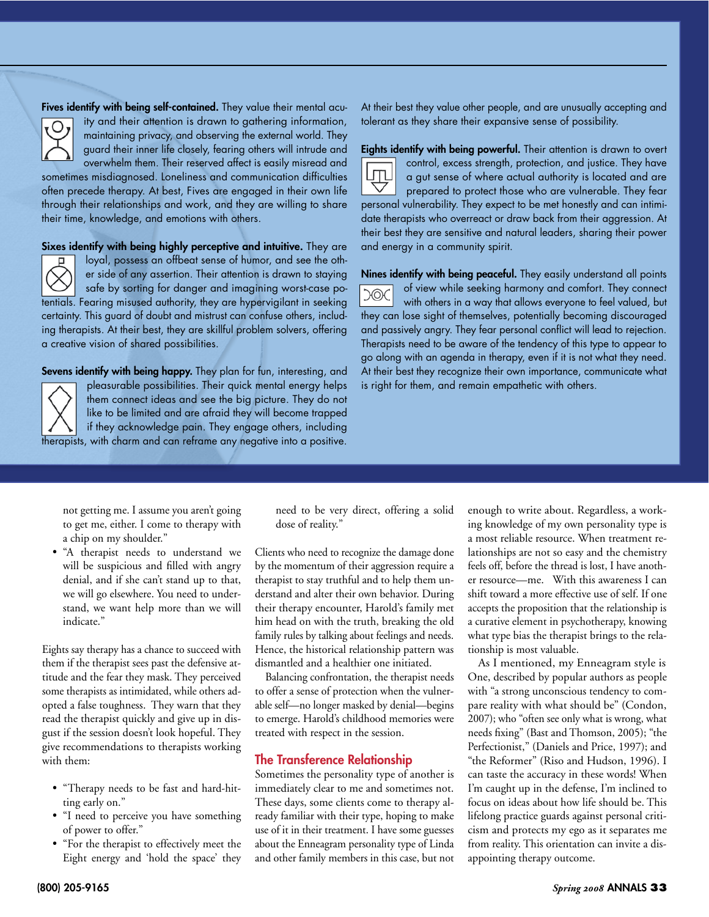**Fives identify with being self-contained.** They value their mental acuity and their attention is drawn to gathering information, maintaining privacy, and observing the external world. They guard their inner life closely, fearing others will intrude and overwhelm them. Their reserved affect is easily misread and sometimes misdiagnosed. Loneliness and communication difficulties often precede therapy. At best, Fives are engaged in their own life through their relationships and work, and they are willing to share their time, knowledge, and emotions with others.

**Sixes identify with being highly perceptive and intuitive.** They are loyal, possess an offbeat sense of humor, and see the other side of any assertion. Their attention is drawn to staying safe by sorting for danger and imagining worst-case potentials. Fearing misused authority, they are hypervigilant in seeking certainty. This guard of doubt and mistrust can confuse others, including therapists. At their best, they are skillful problem solvers, offering a creative vision of shared possibilities.

**Sevens identify with being happy.** They plan for fun, interesting, and pleasurable possibilities. Their quick mental energy helps them connect ideas and see the big picture. They do not like to be limited and are afraid they will become trapped if they acknowledge pain. They engage others, including therapists, with charm and can reframe any negative into a positive. At their best they value other people, and are unusually accepting and tolerant as they share their expansive sense of possibility.

**Eights identify with being powerful.** Their attention is drawn to overt control, excess strength, protection, and justice. They have a gut sense of where actual authority is located and are prepared to protect those who are vulnerable. They fear personal vulnerability. They expect to be met honestly and can intimidate therapists who overreact or draw back from their aggression. At their best they are sensitive and natural leaders, sharing their power and energy in a community spirit.

**Nines identify with being peaceful.** They easily understand all points of view while seeking harmony and comfort. They connect with others in a way that allows everyone to feel valued, but they can lose sight of themselves, potentially becoming discouraged and passively angry. They fear personal conflict will lead to rejection. Therapists need to be aware of the tendency of this type to appear to go along with an agenda in therapy, even if it is not what they need. At their best they recognize their own importance, communicate what is right for them, and remain empathetic with others.

not getting me. I assume you aren't going to get me, either. I come to therapy with a chip on my shoulder."

- "A therapist needs to understand we will be suspicious and filled with angry denial, and if she can't stand up to that, we will go elsewhere. You need to understand, we want help more than we will indicate."

Eights say therapy has a chance to succeed with them if the therapist sees past the defensive attitude and the fear they mask. They perceived some therapists as intimidated, while others adopted a false toughness. They warn that they read the therapist quickly and give up in disgust if the session doesn't look hopeful. They give recommendations to therapists working with them:

- "Therapy needs to be fast and hard-hitting early on."
- "I need to perceive you have something of power to offer."
- "For the therapist to effectively meet the Eight energy and 'hold the space' they need to be very direct, offering a solid dose of reality."

Clients who need to recognize the damage done by the momentum of their aggression require a therapist to stay truthful and to help them understand and alter their own behavior. During their therapy encounter, Harold's family met him head on with the truth, breaking the old family rules by talking about feelings and needs. Hence, the historical relationship pattern was dismantled and a healthier one initiated.

Balancing confrontation, the therapist needs to offer a sense of protection when the vulnerable self—no longer masked by denial—begins to emerge. Harold's childhood memories were treated with respect in the session.

## The Transference Relationship

Sometimes the personality type of another is immediately clear to me and sometimes not. These days, some clients come to therapy already familiar with their type, hoping to make use of it in their treatment. I have some guesses about the Enneagram personality type of Linda and other family members in this case, but not enough to write about. Regardless, a working knowledge of my own personality type is a most reliable resource. When treatment relationships are not so easy and the chemistry feels off, before the thread is lost, I have another resource—me. With this awareness I can shift toward a more effective use of self. If one accepts the proposition that the relationship is a curative element in psychotherapy, knowing what type bias the therapist brings to the relationship is most valuable.

As I mentioned, my Enneagram style is One, described by popular authors as people with "a strong unconscious tendency to compare reality with what should be" (Condon, 2007); who "often see only what is wrong, what needs fixing" (Bast and Thomson, 2005); "the Perfectionist," (Daniels and Price, 1997); and "the Reformer" (Riso and Hudson, 1996). I can taste the accuracy in these words! When I'm caught up in the defense, I'm inclined to focus on ideas about how life should be. This lifelong practice guards against personal criticism and protects my ego as it separates me from reality. This orientation can invite a disappointing therapy outcome.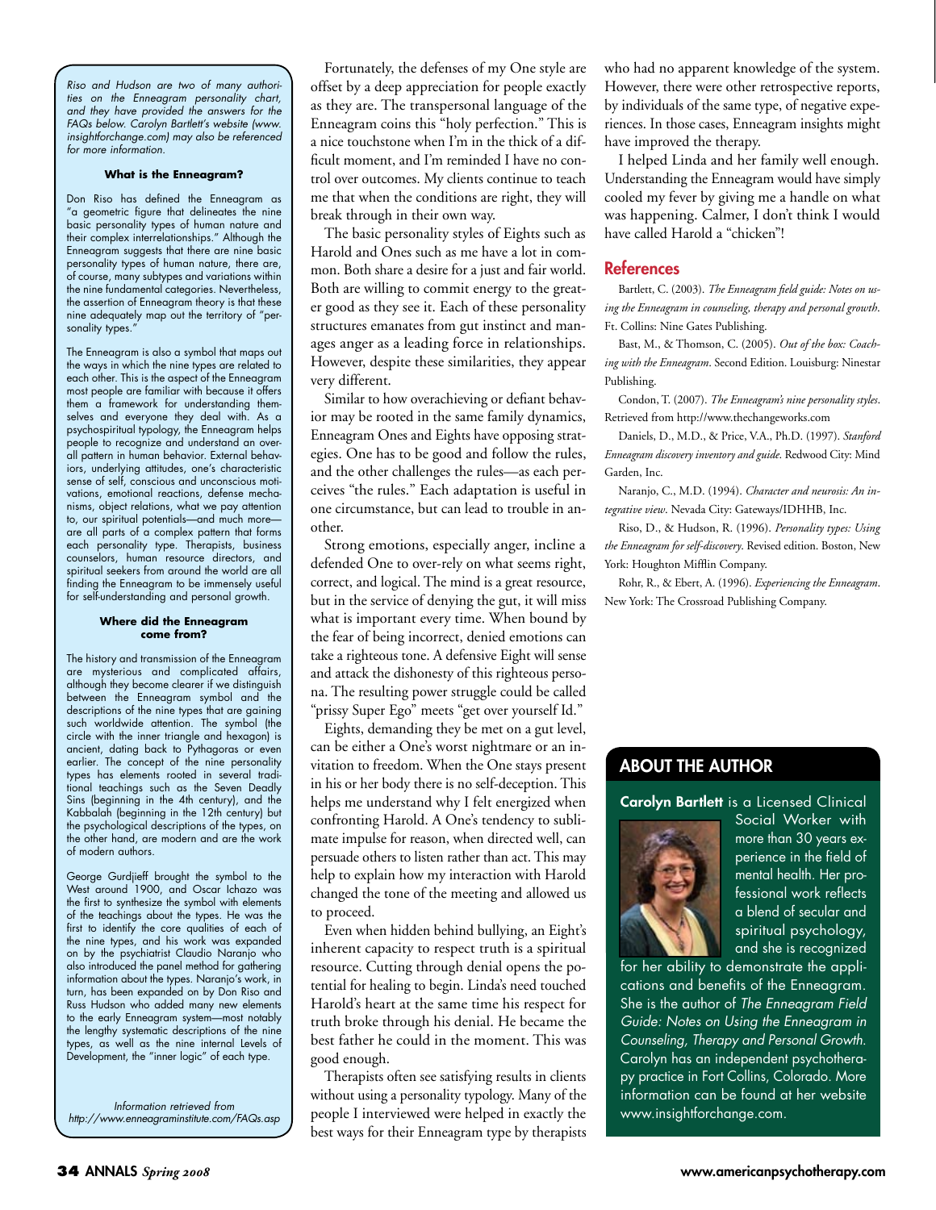*Riso and Hudson are two of many authorities on the Enneagram personality chart, and they have provided the answers for the FAQs below. Carolyn Bartlett's website (www.insightforchange.com) may also be referenced for more information.*

**What is the Enneagram?**

Don Riso has defined the Enneagram as "a geometric figure that delineates the nine basic personality types of human nature and their complex interrelationships." Although the Enneagram suggests that there are nine basic personality types of human nature, there are, of course, many subtypes and variations within the nine fundamental categories. Nevertheless, the assertion of Enneagram theory is that these nine adequately map out the territory of "personality types."

The Enneagram is also a symbol that maps out the ways in which the nine types are related to each other. This is the aspect of the Enneagram most people are familiar with because it offers them a framework for understanding themselves and everyone they deal with. As a psychospiritual typology, the Enneagram helps people to recognize and understand an overall pattern in human behavior. External behaviors, underlying attitudes, one's characteristic sense of self, conscious and unconscious motivations, emotional reactions, defense mechanisms, object relations, what we pay attention to, our spiritual potentials—and much more—are all parts of a complex pattern that forms each personality type. Therapists, business counselors, human resource directors, and spiritual seekers from around the world are all finding the Enneagram to be immensely useful for self-understanding and personal growth.

**Where did the Enneagram come from?**

The history and transmission of the Enneagram are mysterious and complicated affairs, although they become clearer if we distinguish between the Enneagram symbol and the descriptions of the nine types that are gaining such worldwide attention. The symbol (the circle with the inner triangle and hexagon) is ancient, dating back to Pythagoras or even earlier. The concept of the nine personality types has elements rooted in several traditional teachings such as the Seven Deadly Sins (beginning in the 4th century), and the Kabbalah (beginning in the 12th century) but the psychological descriptions of the types, on the other hand, are modern and are the work of modern authors.

George Gurdjieff brought the symbol to the West around 1900, and Oscar Ichazo was the first to synthesize the symbol with elements of the teachings about the types. He was the first to identify the core qualities of each of the nine types, and his work was expanded on by the psychiatrist Claudio Naranjo who also introduced the panel method for gathering information about the types. Naranjo's work, in turn, has been expanded on by Don Riso and Russ Hudson who added many new elements to the early Enneagram system—most notably the lengthy systematic descriptions of the nine types, as well as the nine internal Levels of Development, the "inner logic" of each type.

*Information retrieved from http://www.enneagraminstitute.com/FAQs.asp*

Fortunately, the defenses of my One style are offset by a deep appreciation for people exactly as they are. The transpersonal language of the Enneagram coins this "holy perfection." This is a nice touchstone when I'm in the thick of a difficult moment, and I'm reminded I have no control over outcomes. My clients continue to teach me that when the conditions are right, they will break through in their own way.

The basic personality styles of Eights such as Harold and Ones such as me have a lot in common. Both share a desire for a just and fair world. Both are willing to commit energy to the greater good as they see it. Each of these personality structures emanates from gut instinct and manages anger as a leading force in relationships. However, despite these similarities, they appear very different.

Similar to how overachieving or defiant behavior may be rooted in the same family dynamics, Enneagram Ones and Eights have opposing strategies. One has to be good and follow the rules, and the other challenges the rules—as each perceives "the rules." Each adaptation is useful in one circumstance, but can lead to trouble in another.

Strong emotions, especially anger, incline a defended One to over-rely on what seems right, correct, and logical. The mind is a great resource, but in the service of denying the gut, it will miss what is important every time. When bound by the fear of being incorrect, denied emotions can take a righteous tone. A defensive Eight will sense and attack the dishonesty of this righteous persona. The resulting power struggle could be called "prissy Super Ego" meets "get over yourself Id."

Eights, demanding they be met on a gut level, can be either a One's worst nightmare or an invitation to freedom. When the One stays present in his or her body there is no self-deception. This helps me understand why I felt energized when confronting Harold. A One's tendency to sublimate impulse for reason, when directed well, can persuade others to listen rather than act. This may help to explain how my interaction with Harold changed the tone of the meeting and allowed us to proceed.

Even when hidden behind bullying, an Eight's inherent capacity to respect truth is a spiritual resource. Cutting through denial opens the potential for healing to begin. Linda's need touched Harold's heart at the same time his respect for truth broke through his denial. He became the best father he could in the moment. This was good enough.

Therapists often see satisfying results in clients without using a personality typology. Many of the people I interviewed were helped in exactly the best ways for their Enneagram type by therapists who had no apparent knowledge of the system. However, there were other retrospective reports, by individuals of the same type, of negative experiences. In those cases, Enneagram insights might have improved the therapy.

I helped Linda and her family well enough. Understanding the Enneagram would have simply cooled my fever by giving me a handle on what was happening. Calmer, I don't think I would have called Harold a "chicken"!

## References

Bartlett, C. (2003). *The Enneagram field guide: Notes on using the Enneagram in counseling, therapy and personal growth*. Ft. Collins: Nine Gates Publishing.

Bast, M., & Thomson, C. (2005). *Out of the box: Coaching with the Enneagram*. Second Edition. Louisburg: Ninestar Publishing.

Condon, T. (2007). *The Enneagram's nine personality styles*. Retrieved from http://www.thechangeworks.com

Daniels, D., M.D., & Price, V.A., Ph.D. (1997). *Stanford Enneagram discovery inventory and guide*. Redwood City: Mind Garden, Inc.

Naranjo, C., M.D. (1994). *Character and neurosis: An integrative view*. Nevada City: Gateways/IDHHB, Inc.

Riso, D., & Hudson, R. (1996). *Personality types: Using the Enneagram for self-discovery*. Revised edition. Boston, New York: Houghton Mifflin Company.

Rohr, R., & Ebert, A. (1996). *Experiencing the Enneagram*. New York: The Crossroad Publishing Company.

## ABOUT THE AUTHOR

**Carolyn Bartlett** is a Licensed Clinical Social Worker with more than 30 years experience in the field of mental health. Her professional work reflects a blend of secular and spiritual psychology, and she is recognized for her ability to demonstrate the applications and benefits of the Enneagram. She is the author of *The Enneagram Field Guide: Notes on Using the Enneagram in Counseling, Therapy and Personal Growth.* Carolyn has an independent psychotherapy practice in Fort Collins, Colorado. More information can be found at her website www.insightforchange.com.